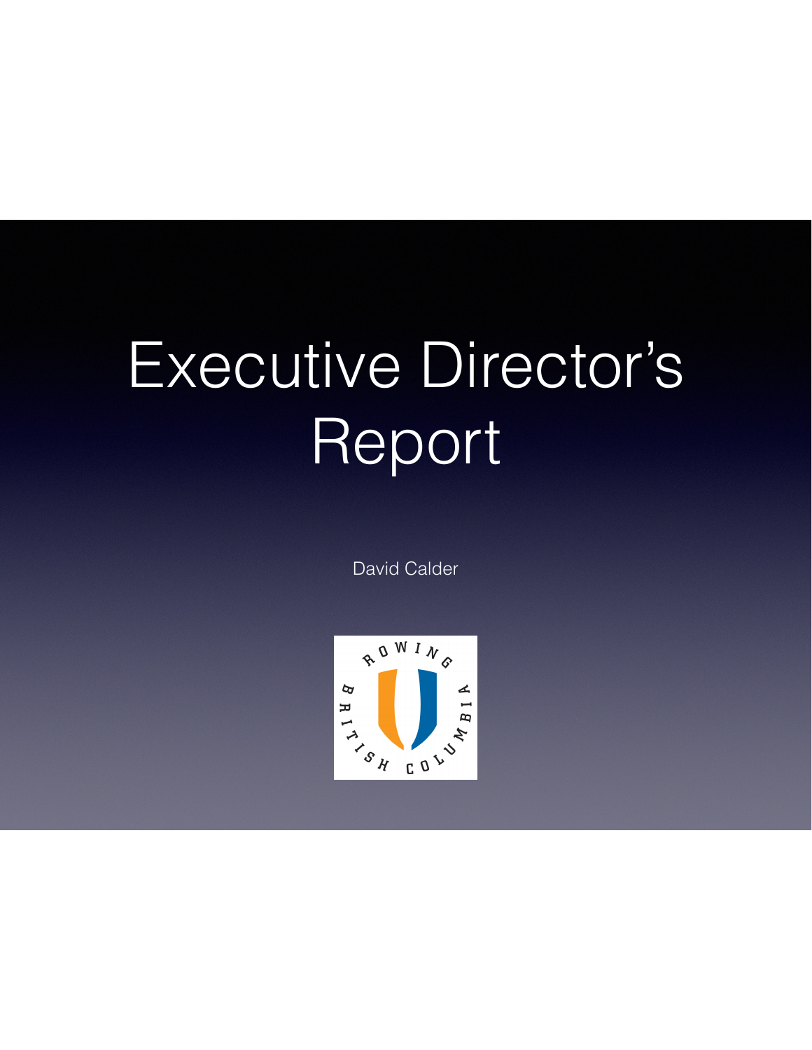# Executive Director's Report

David Calder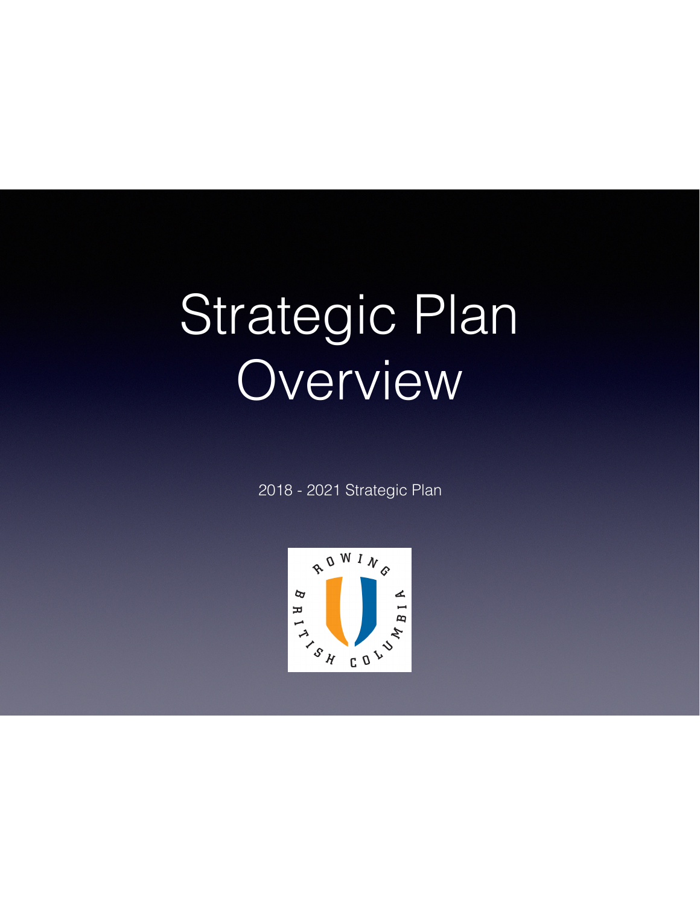# Strategic Plan Overview

2018 - 2021 Strategic Plan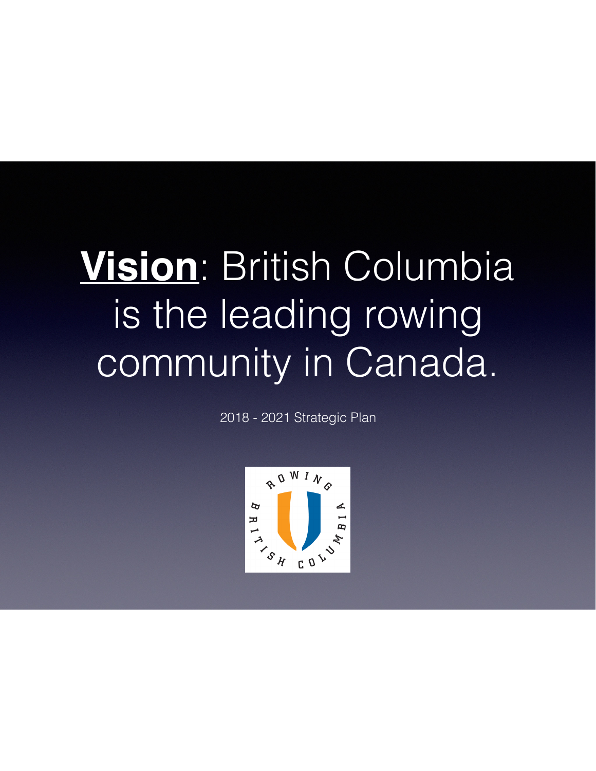# **Vision**: British Columbia is the leading rowing community in Canada.

2018 - 2021 Strategic Plan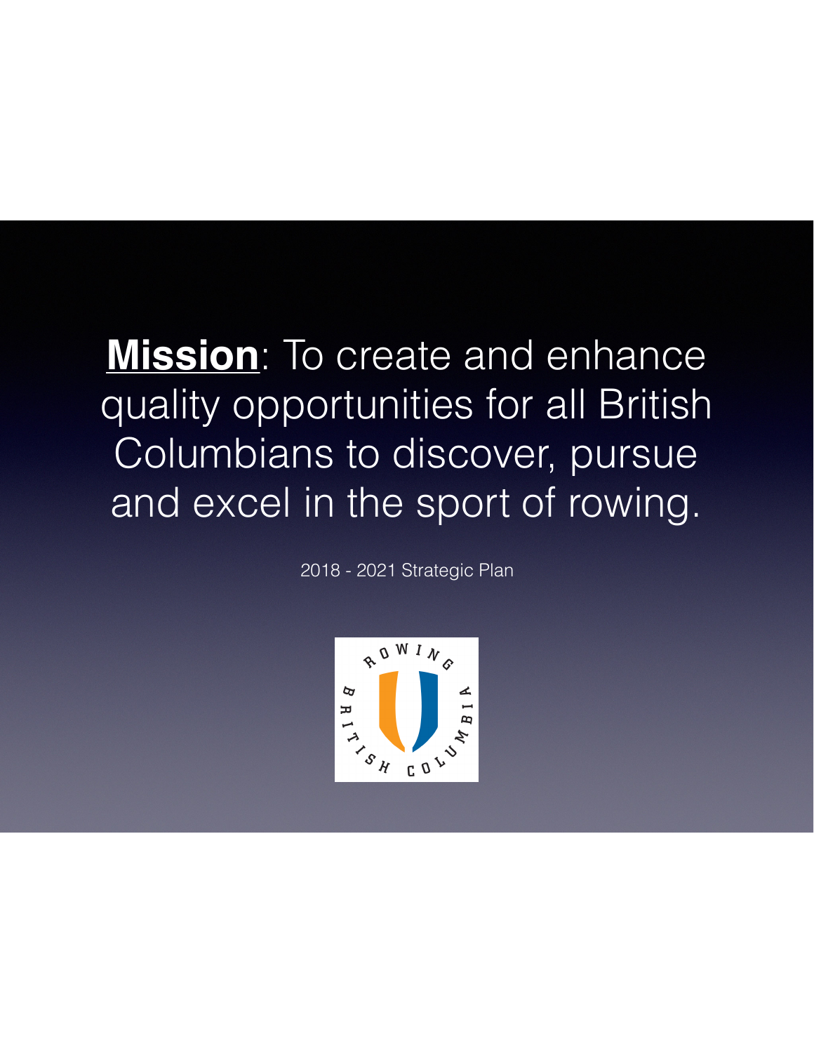**<u>Mission</u>**: To create and enhance quality opportunities for all British Columbians to discover, pursue and excel in the sport of rowing.

2018 - 2021 Strategic Plan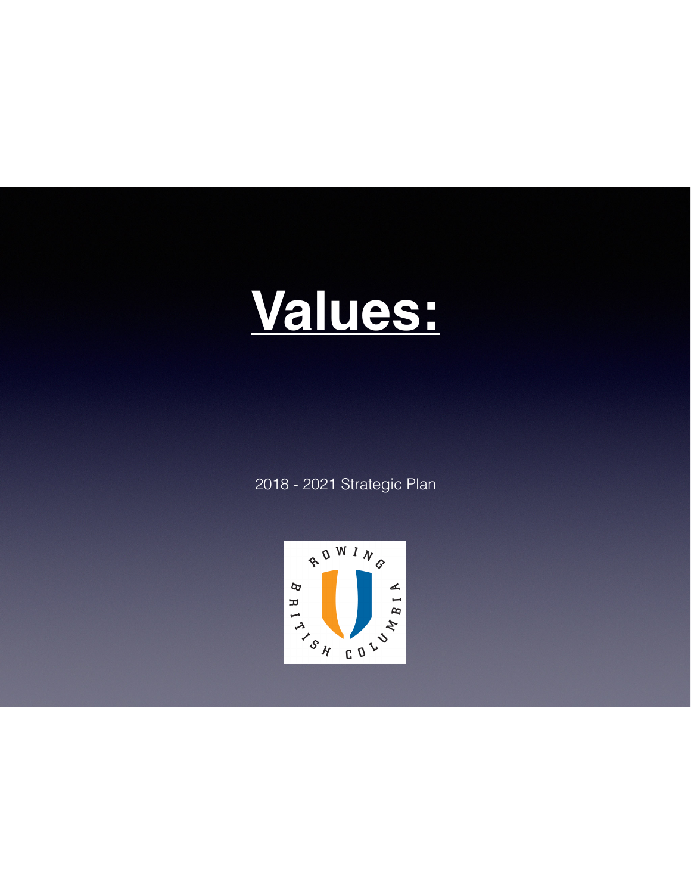# Values:

2018 - 2021 Strategic Plan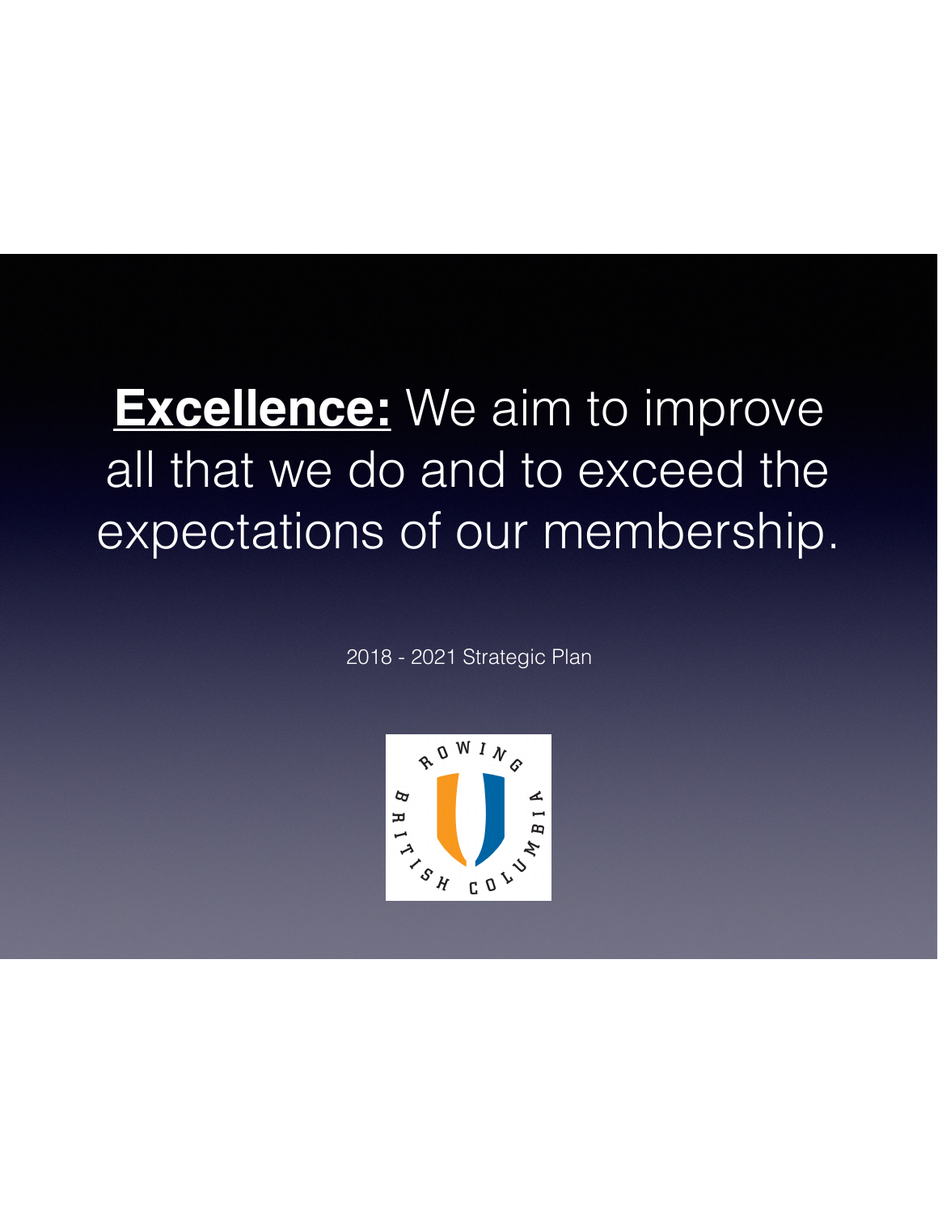**<u>Excellence:</u>** We aim to improve all that we do and to exceed the expectations of our membership.

2018 - 2021 Strategic Plan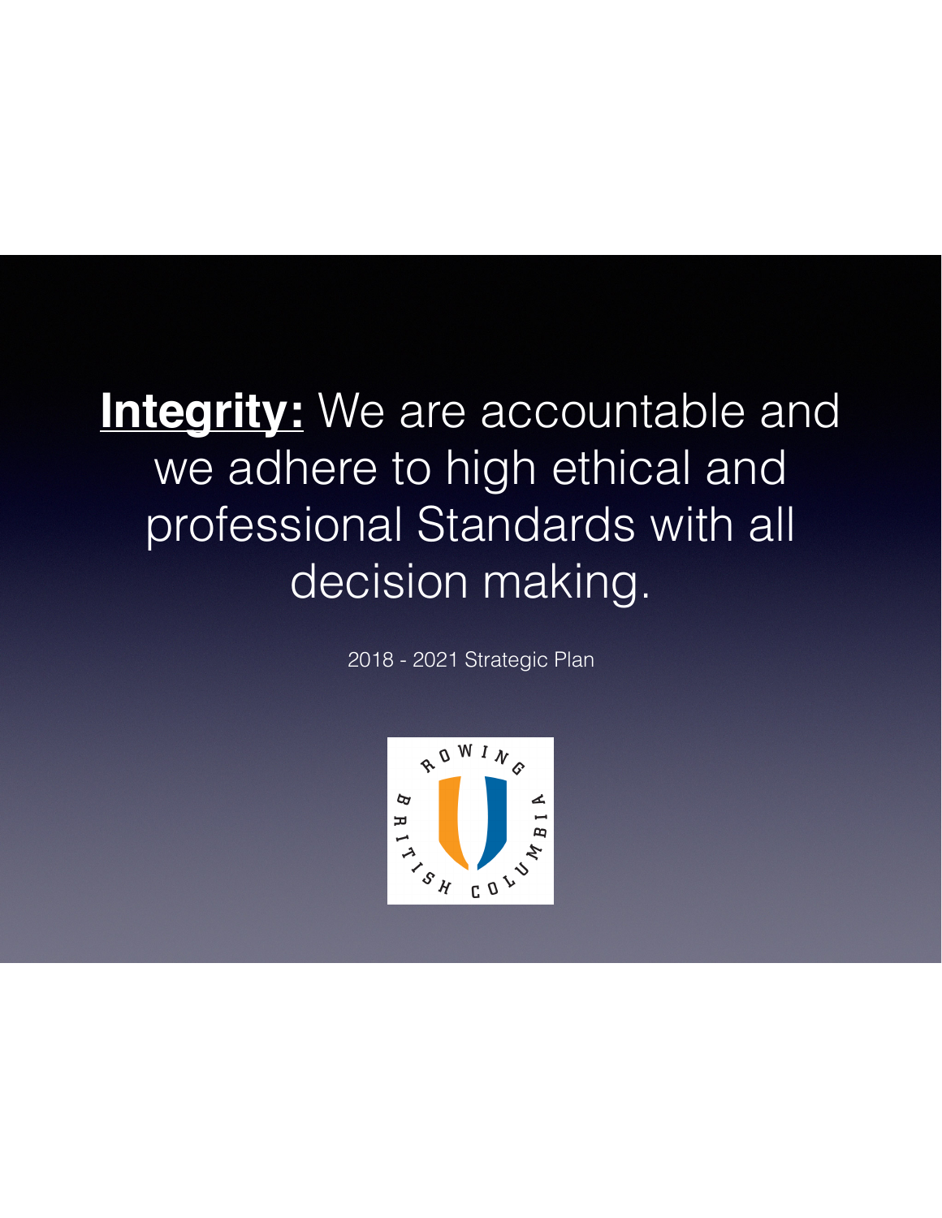**Integrity:** We are accountable and we adhere to high ethical and professional Standards with all decision making.

2018 - 2021 Strategic Plan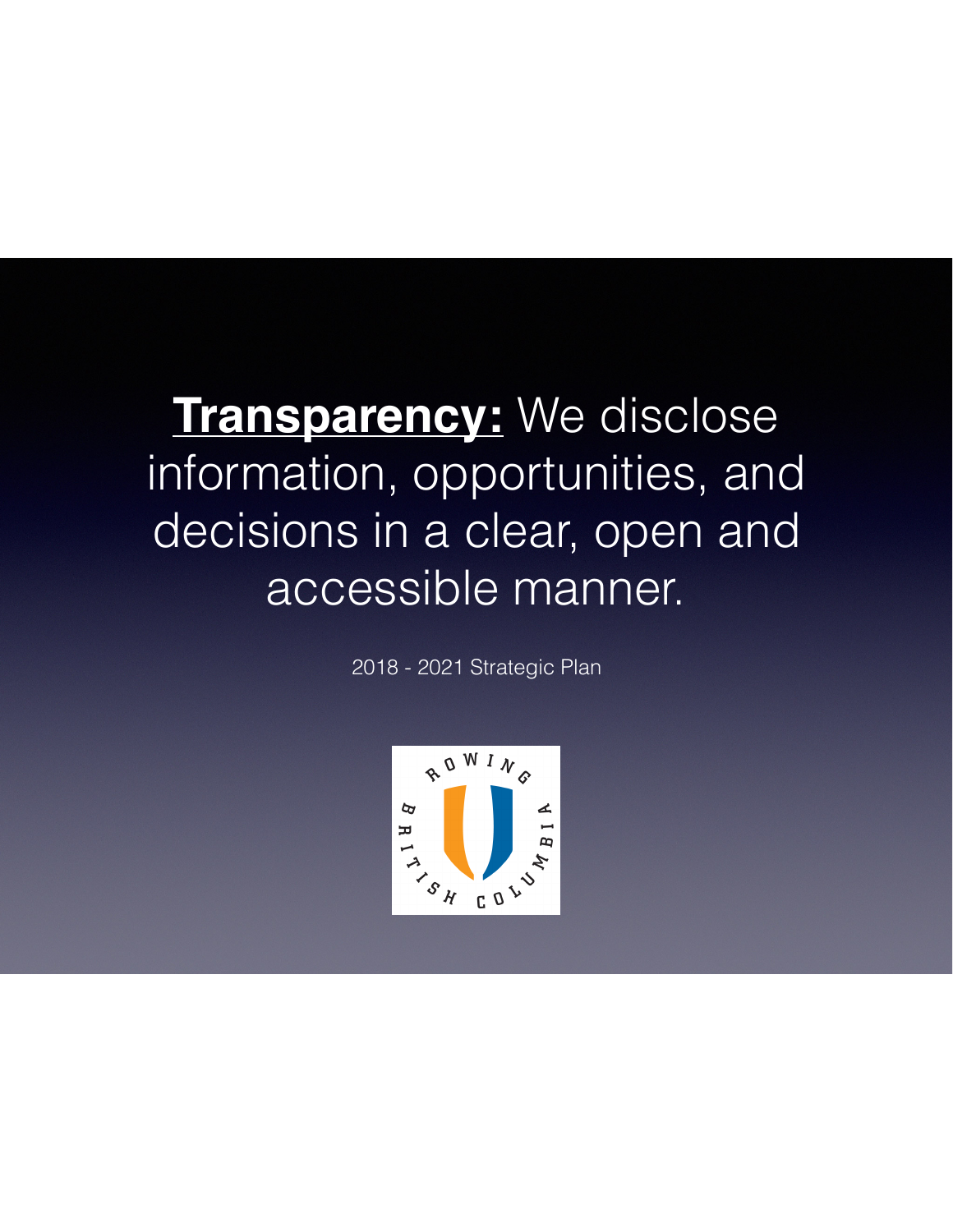**<u>Transparency:</u>** We disclose information, opportunities, and decisions in a clear, open and accessible manner.

2018 - 2021 Strategic Plan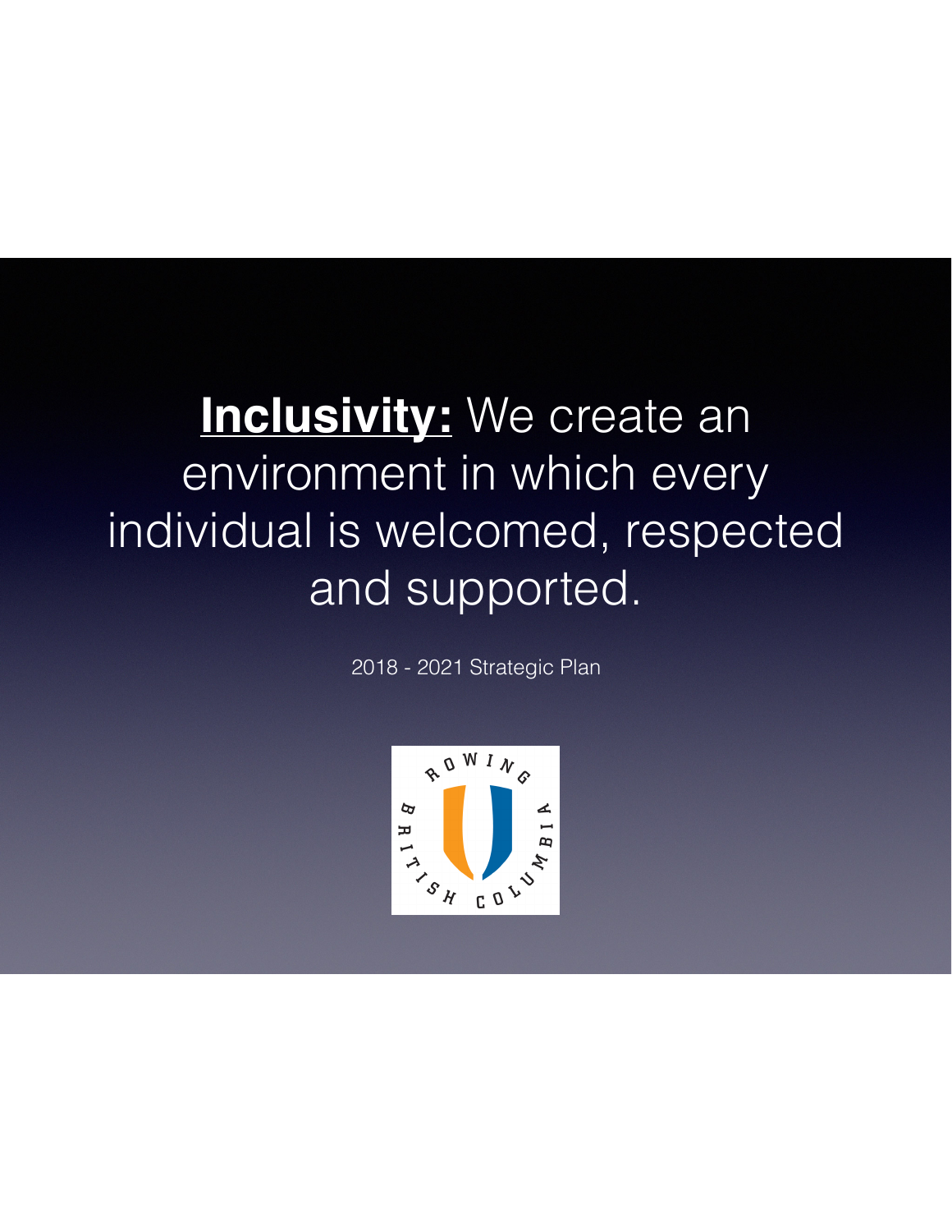**<u>Inclusivity:</u>** We create an environment in which every individual is welcomed, respected and supported.

2018 - 2021 Strategic Plan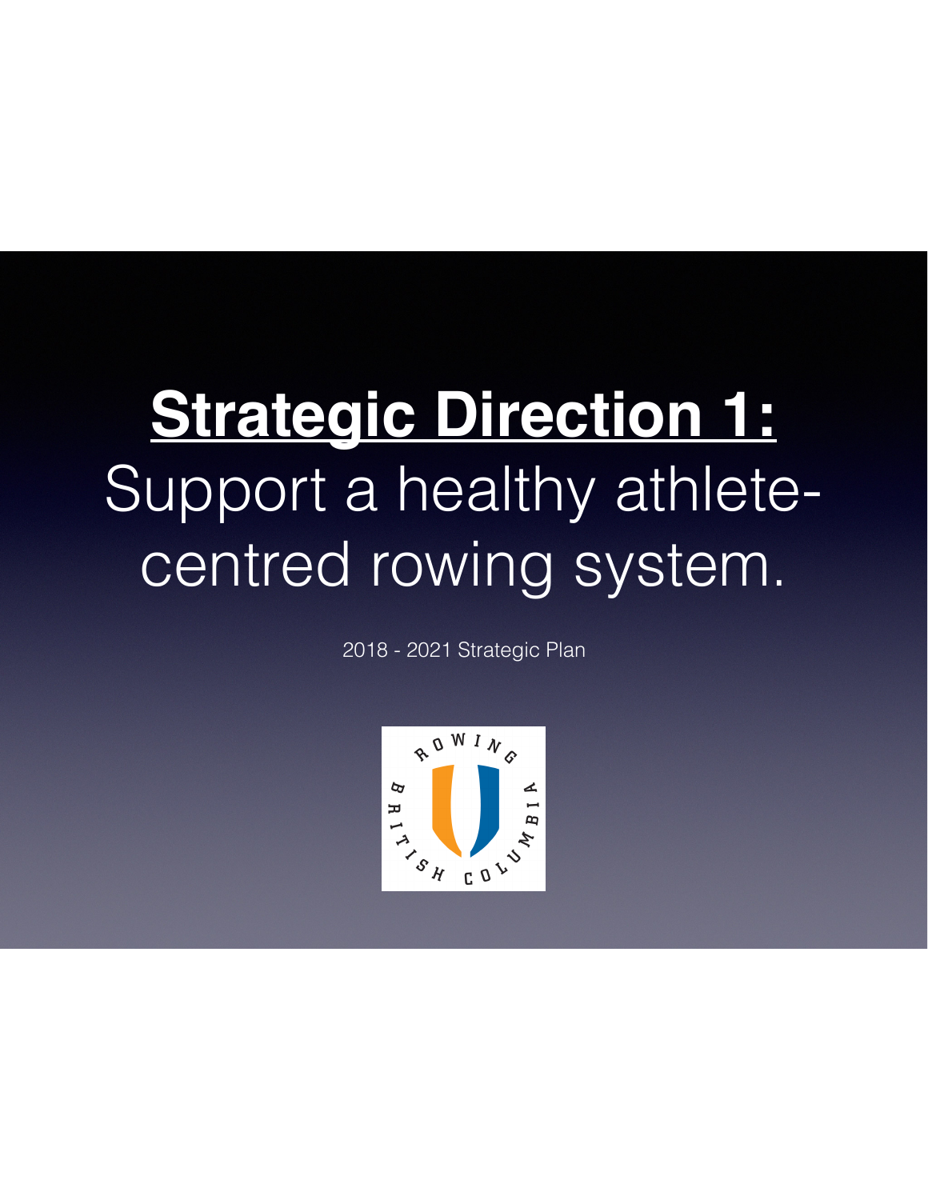# Strategic Direction 1:

# Support a healthy athlete-centred rowing system.

2018 - 2021 Strategic Plan

ROWING BRITISH COLUMBIA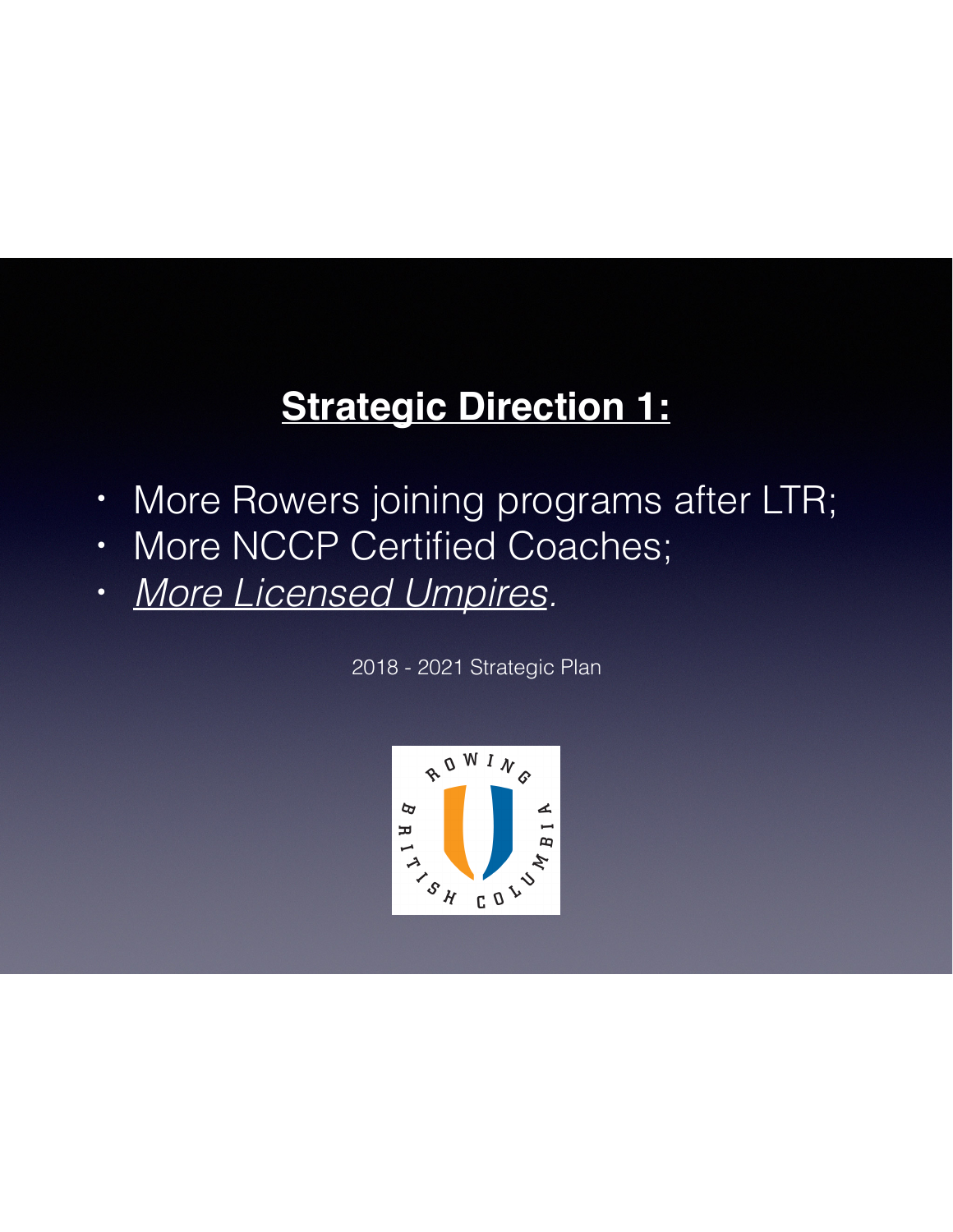## **Strategic Direction 1:**

- More Rowers joining programs after LTR;
- More NCCP Certified Coaches;
- *More Licensed Umpires.*

2018 - 2021 Strategic Plan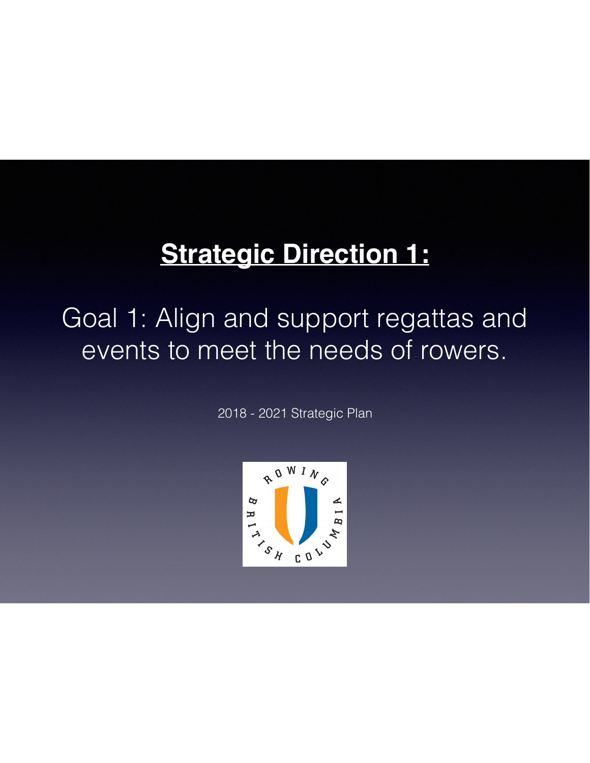# **Strategic Direction 1:**

## Goal 1: Align and support regattas and events to meet the needs of rowers.

2018 - 2021 Strategic Plan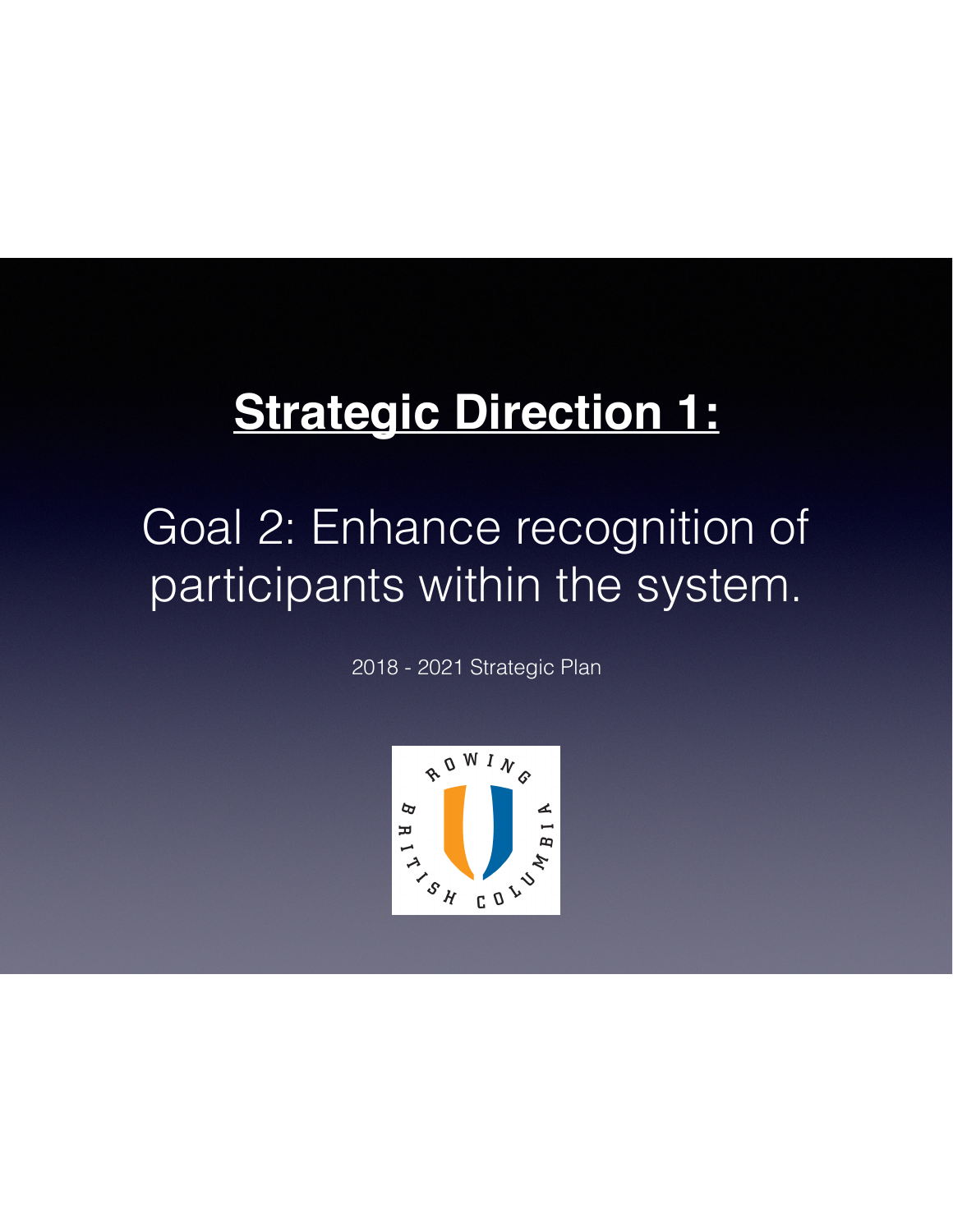# Strategic Direction 1:

## Goal 2: Enhance recognition of participants within the system.

2018 - 2021 Strategic Plan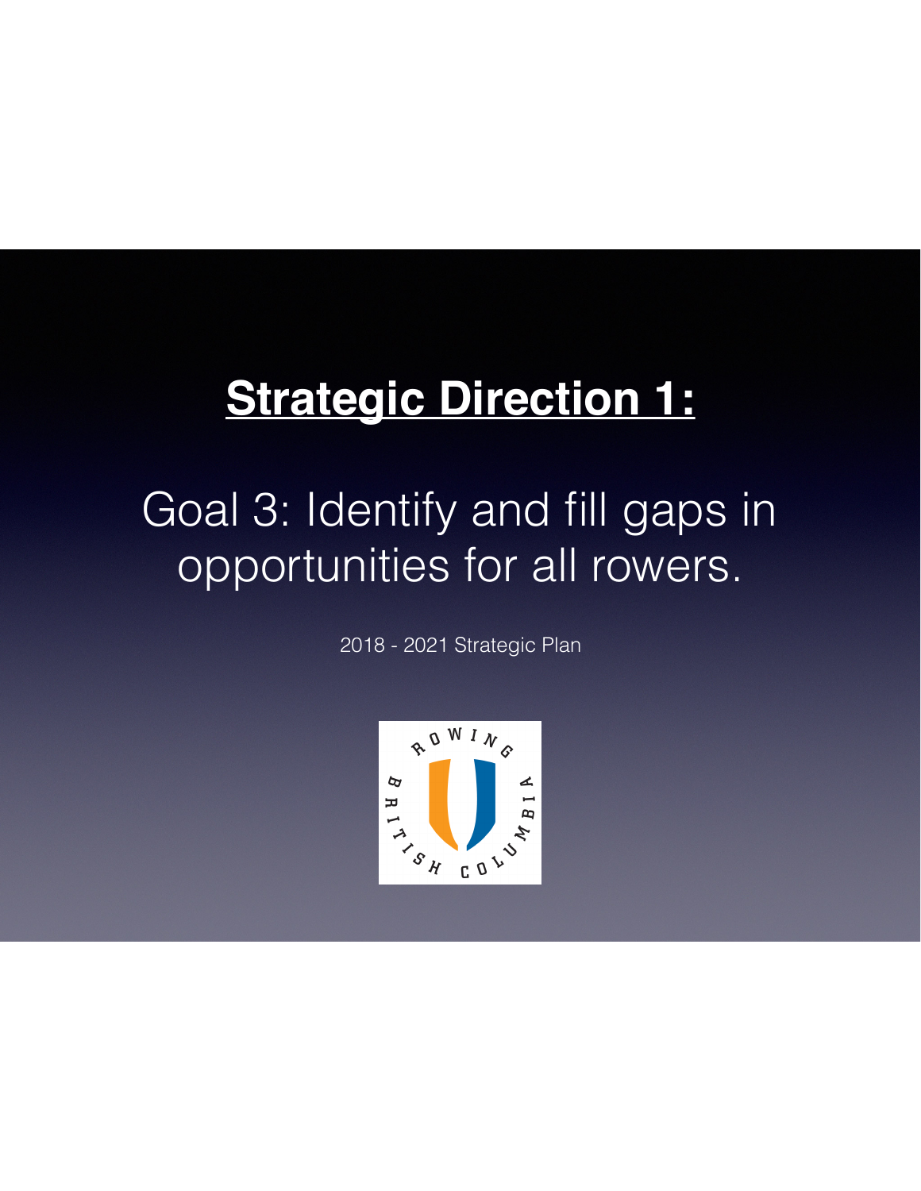# **Strategic Direction 1:**

## Goal 3: Identify and fill gaps in opportunities for all rowers.

2018 - 2021 Strategic Plan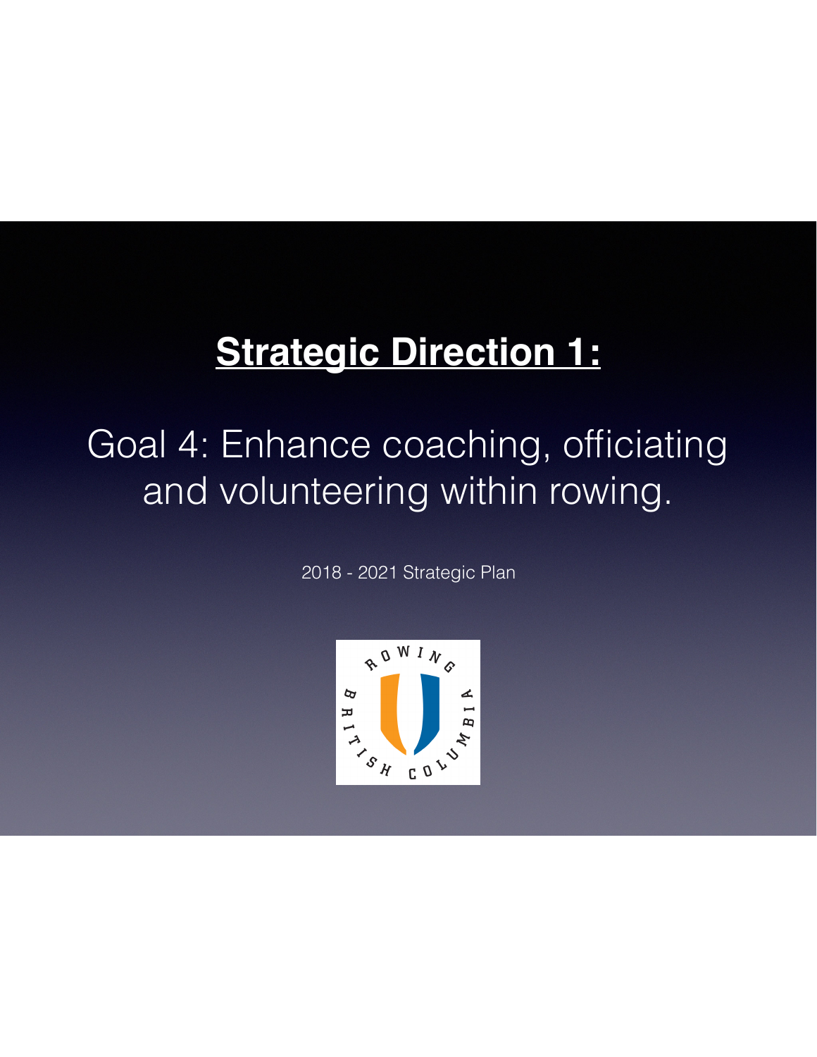# Strategic Direction 1:

## Goal 4: Enhance coaching, officiating and volunteering within rowing.

2018 - 2021 Strategic Plan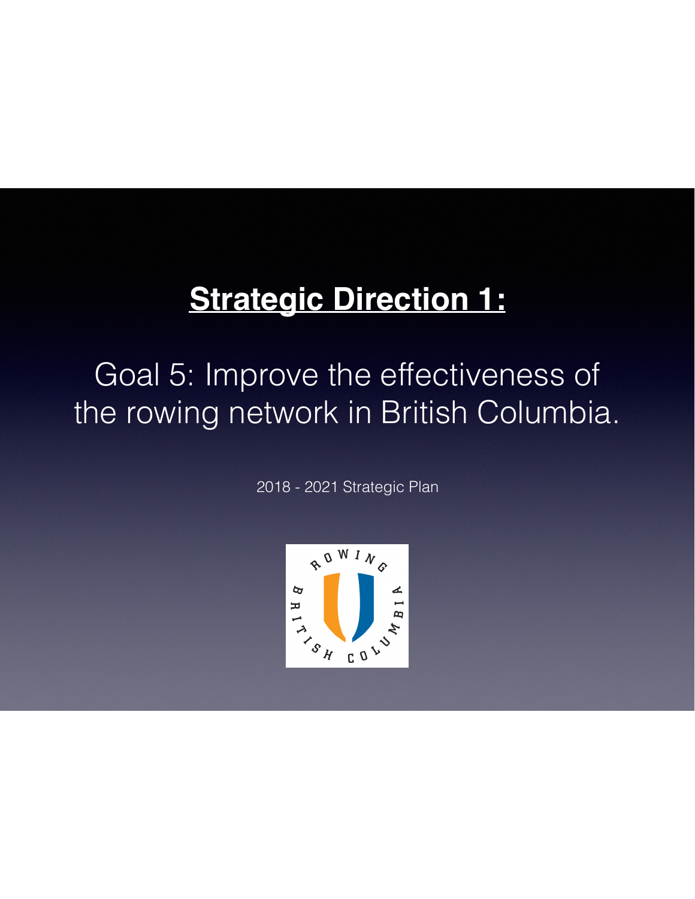# Strategic Direction 1:

## Goal 5: Improve the effectiveness of the rowing network in British Columbia.

2018 - 2021 Strategic Plan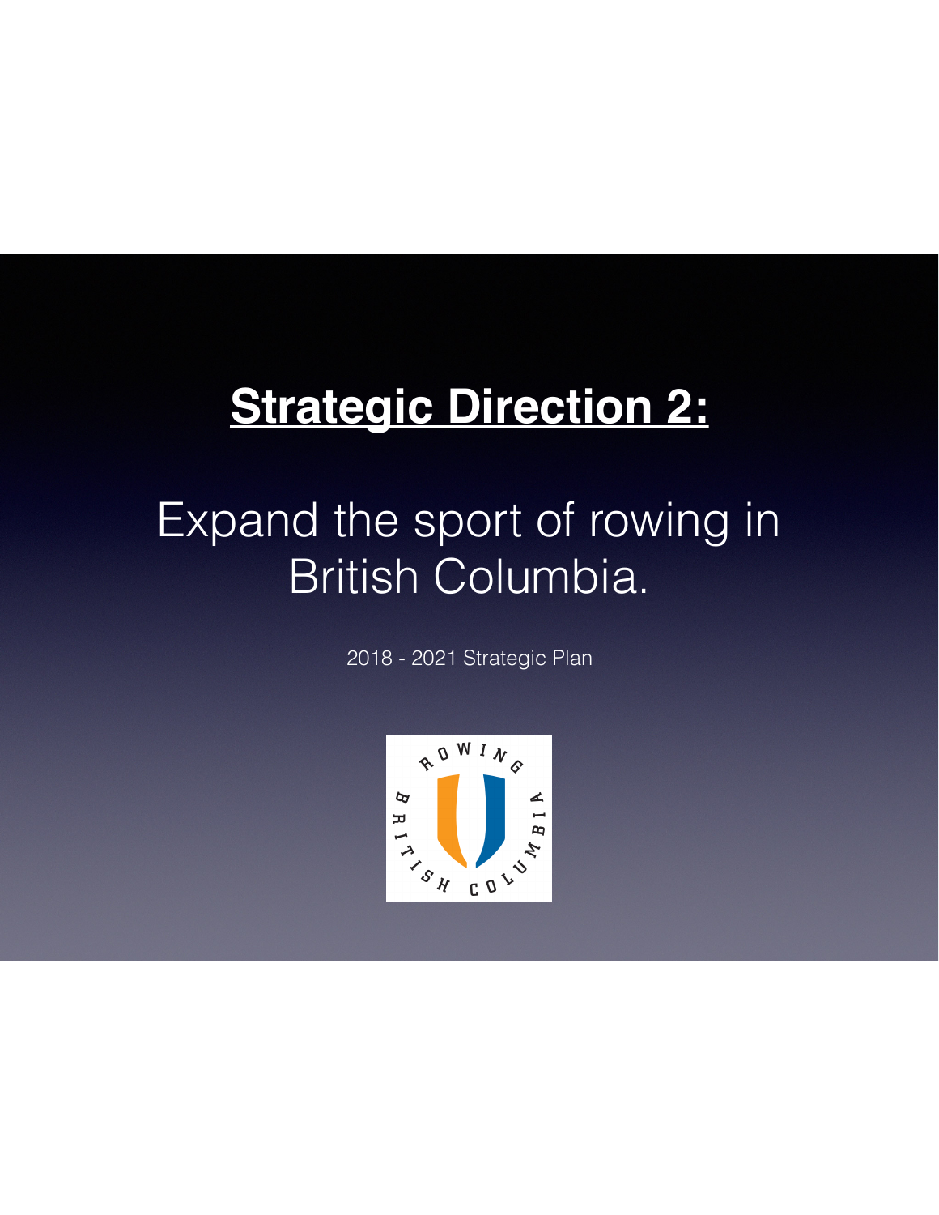# Strategic Direction 2:

## Expand the sport of rowing in British Columbia.

2018 - 2021 Strategic Plan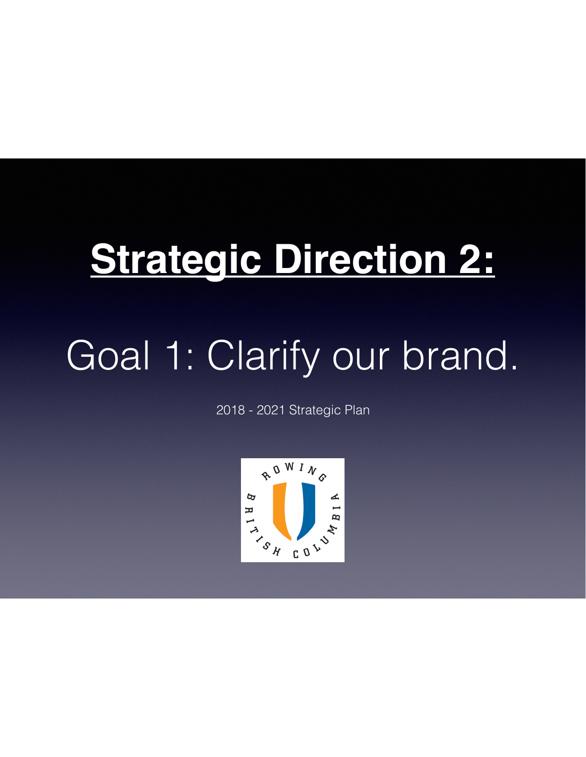# Strategic Direction 2:

## Goal 1: Clarify our brand.

2018 - 2021 Strategic Plan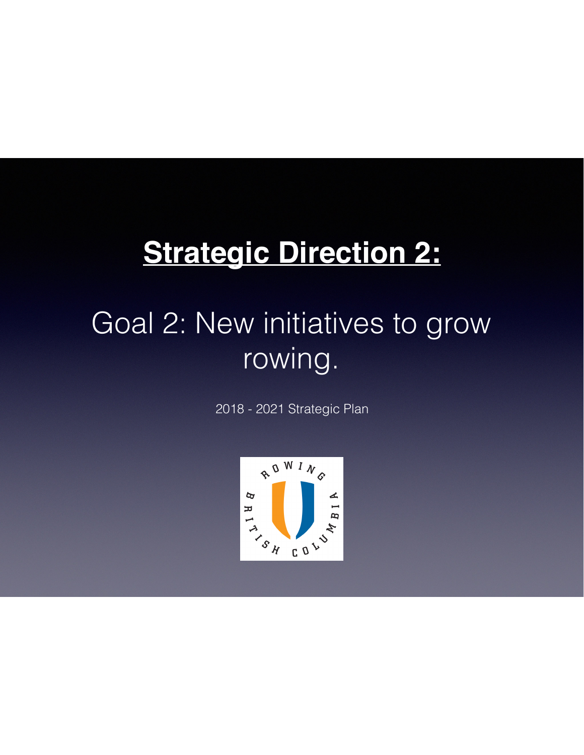# Strategic Direction 2:

## Goal 2: New initiatives to grow rowing.

2018 - 2021 Strategic Plan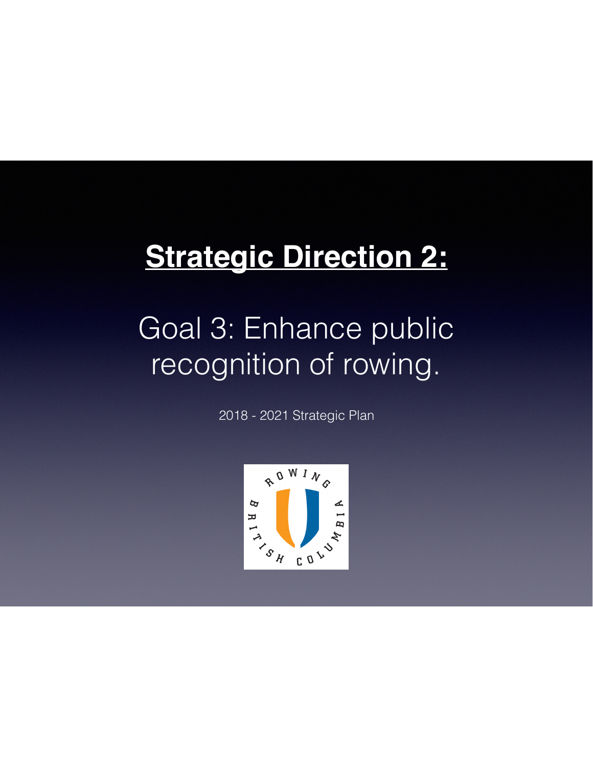# **Strategic Direction 2:**

## Goal 3: Enhance public recognition of rowing.

2018 - 2021 Strategic Plan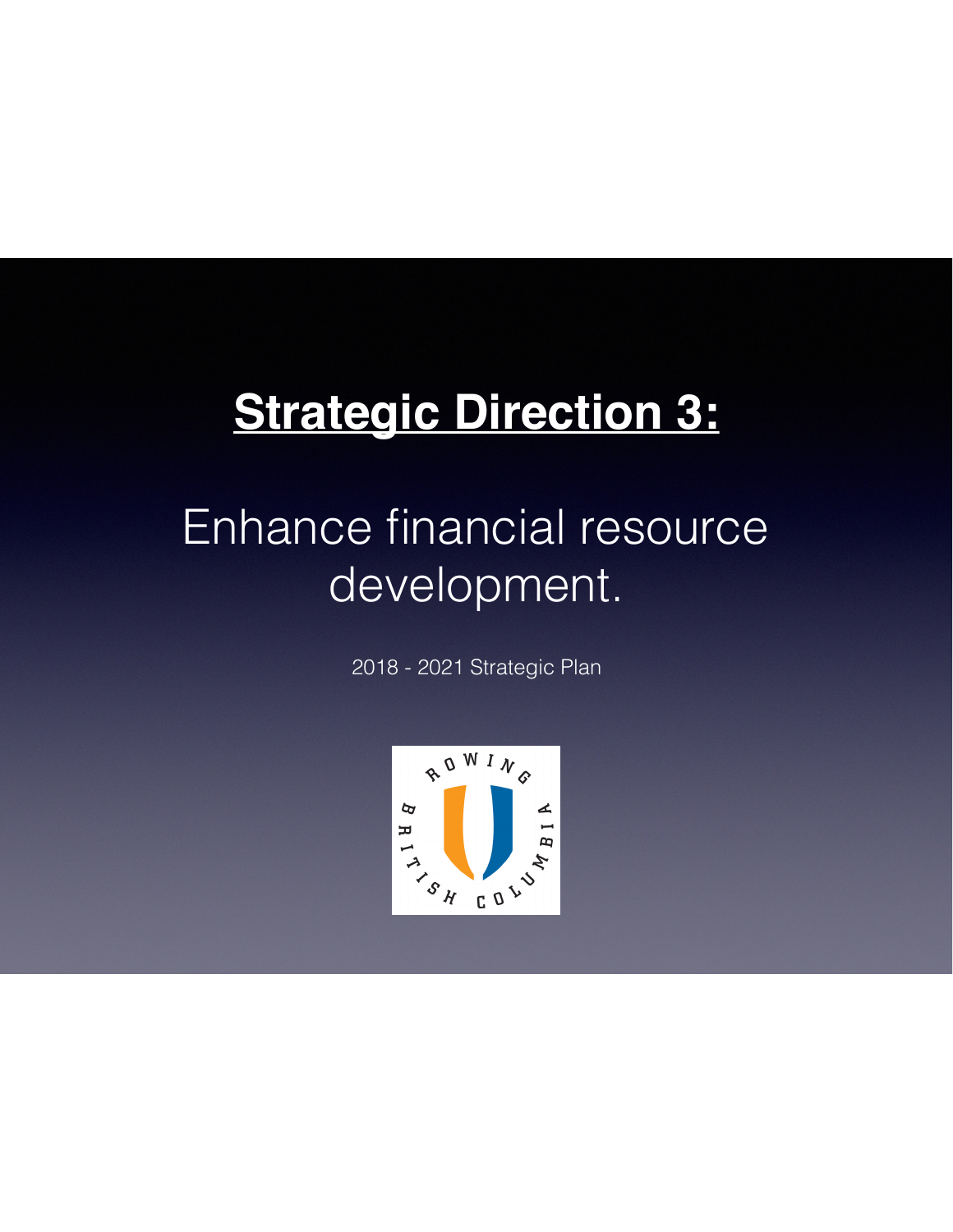# Strategic Direction 3:

## Enhance financial resource development.

2018 - 2021 Strategic Plan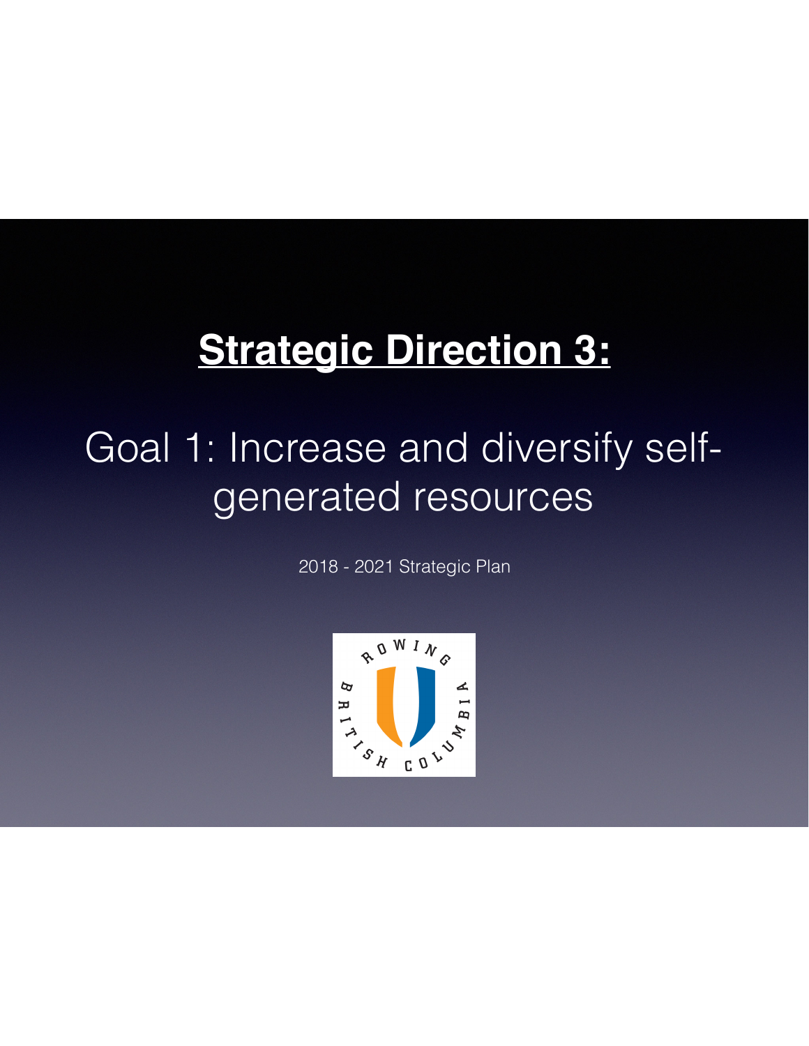# Strategic Direction 3:

## Goal 1: Increase and diversify self-generated resources

2018 - 2021 Strategic Plan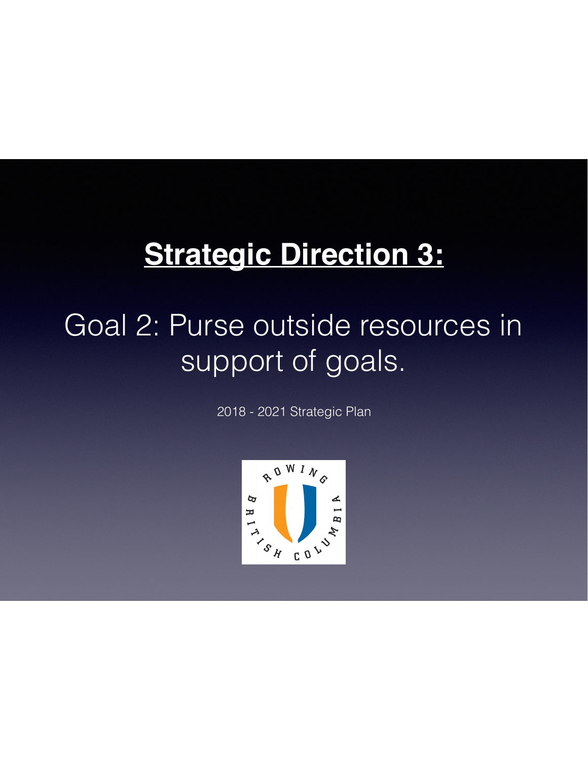# **Strategic Direction 3:**

## Goal 2: Purse outside resources in support of goals.

2018 - 2021 Strategic Plan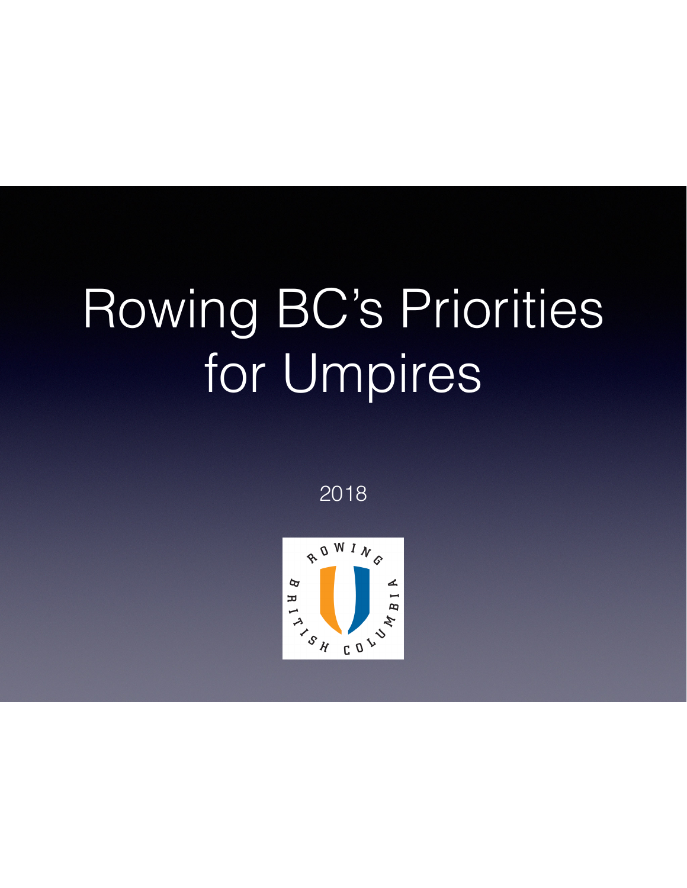# Rowing BC's Priorities for Umpires

2018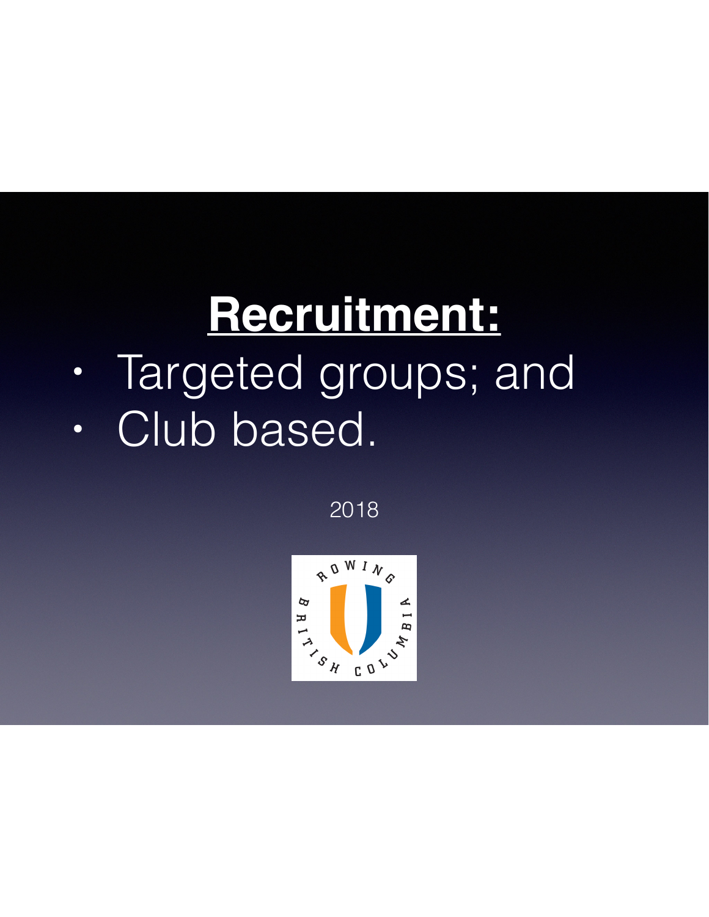# **Recruitment:**

- Targeted groups; and
- Club based.

2018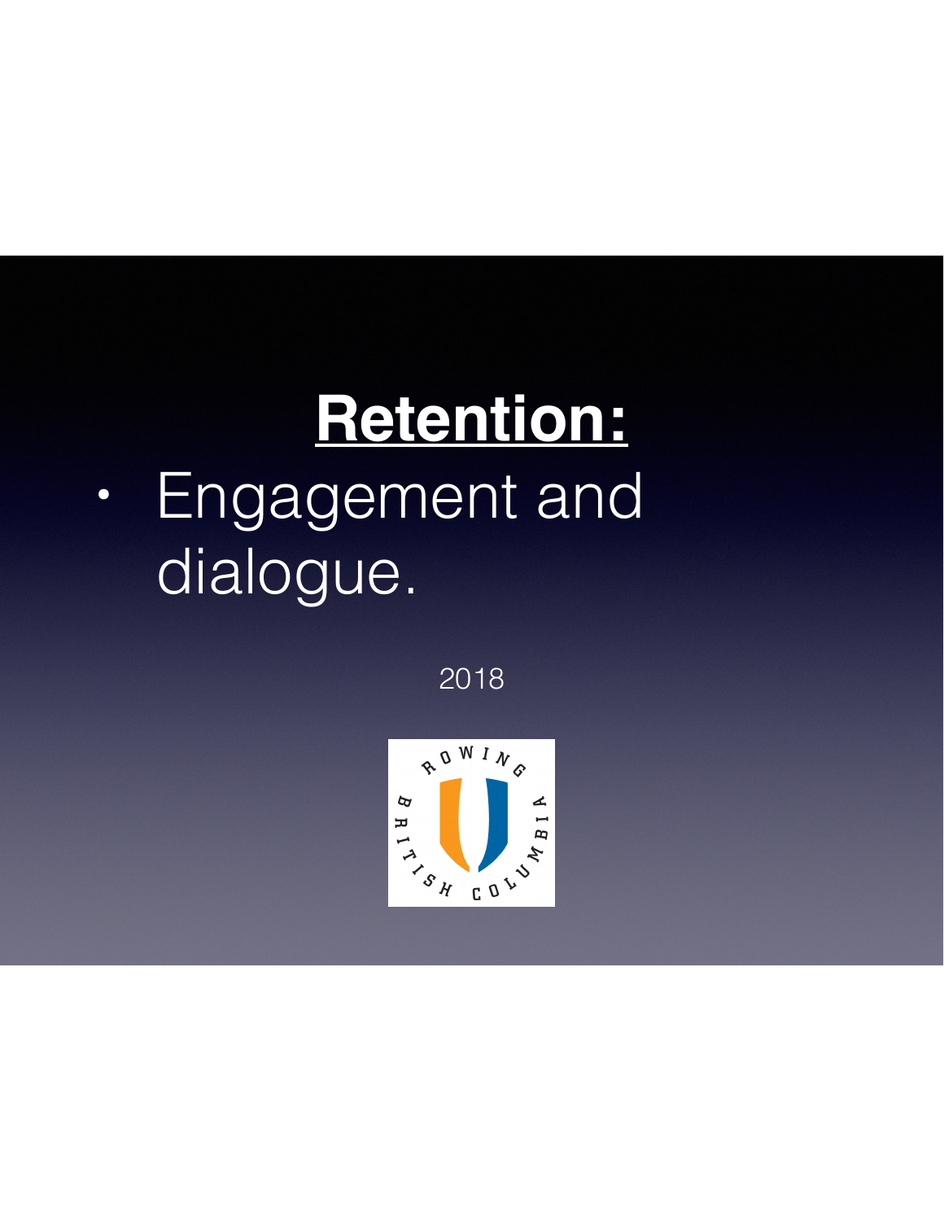## **Retention:**

- Engagement and dialogue.

2018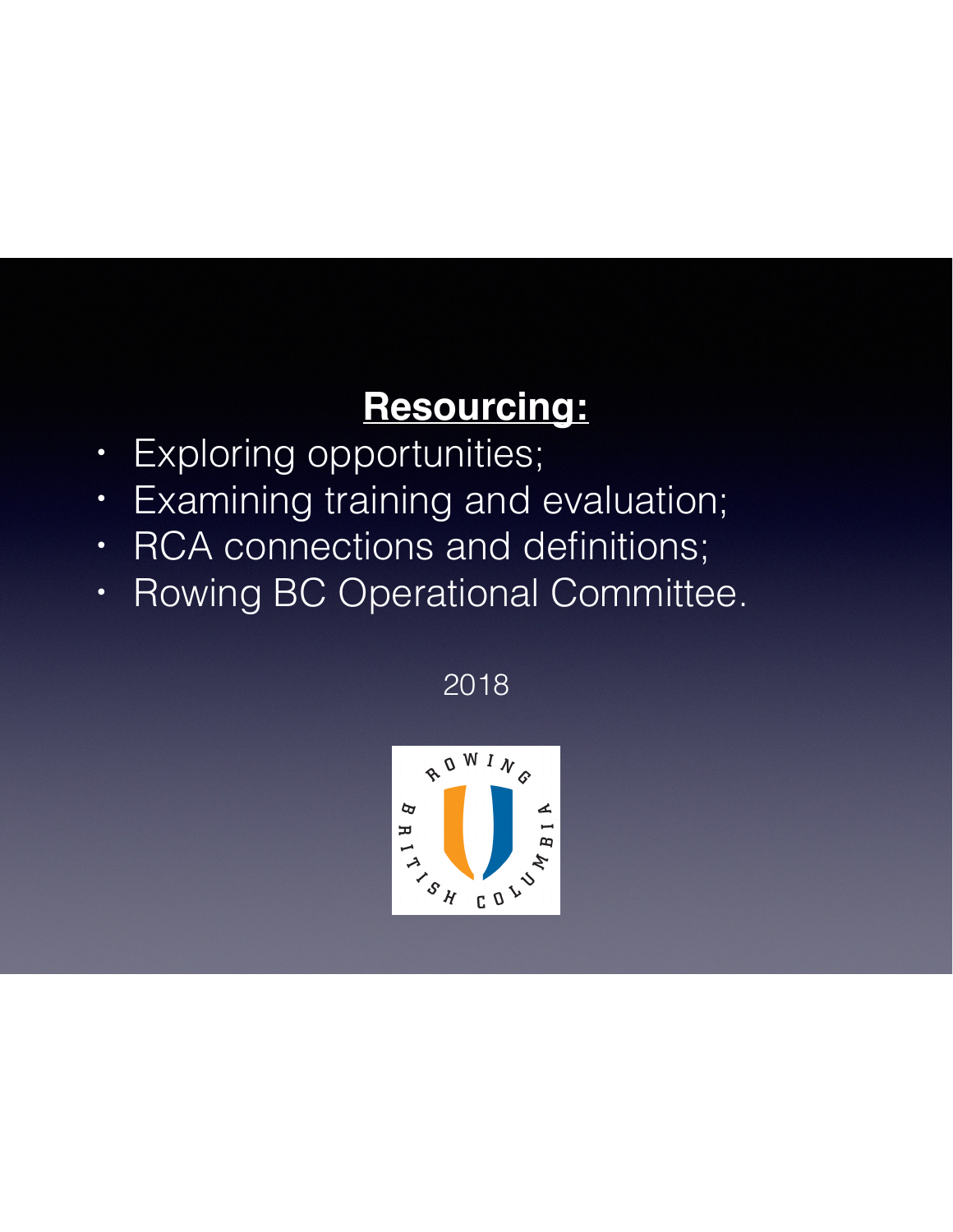## Resourcing:

- Exploring opportunities;
- Examining training and evaluation;
- RCA connections and definitions;
- Rowing BC Operational Committee.

2018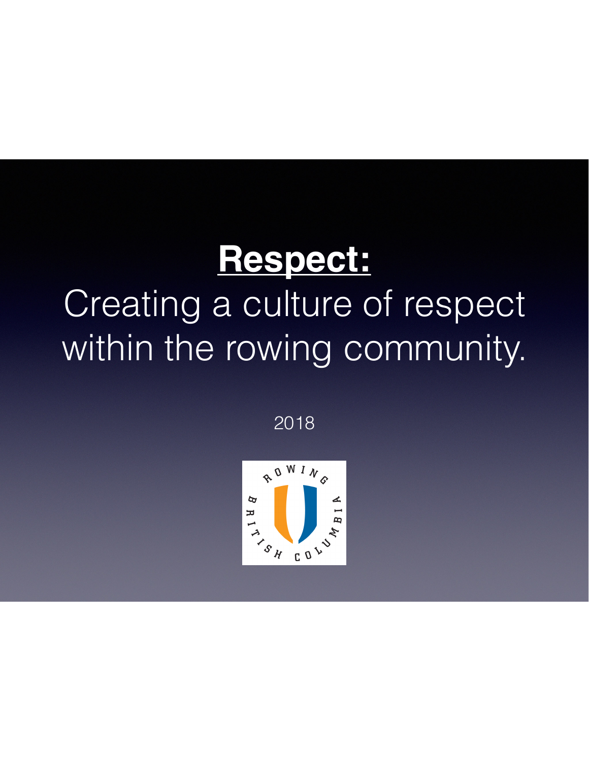# **Respect:**

Creating a culture of respect within the rowing community.

2018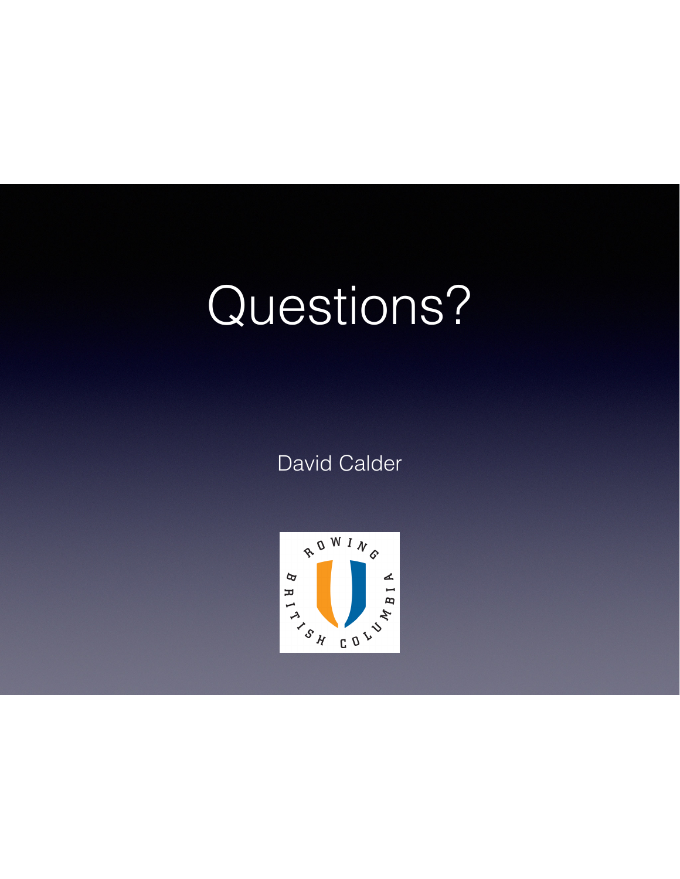# Questions?

David Calder